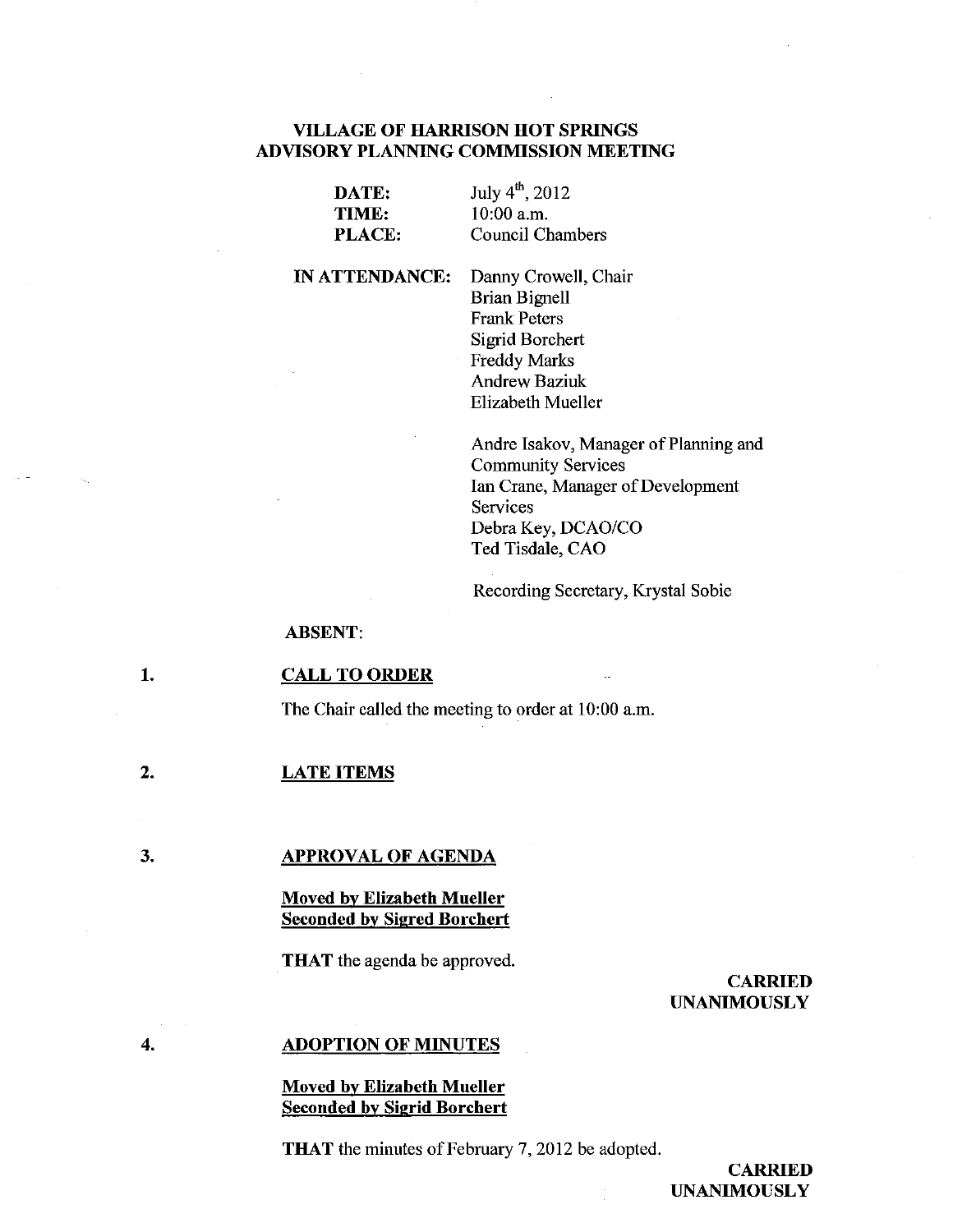# VILLAGE OF HARRISON HOT SPRINGS
## ADVISORY PLANNING COMMISSION MEETING

**DATE:** July 4th, 2012
**TIME:** 10:00 a.m.
**PLACE:** Council Chambers

**IN ATTENDANCE:** Danny Crowell, Chair
Brian Bignell
Frank Peters
Sigrid Borchert
Freddy Marks
Andrew Baziuk
Elizabeth Mueller

Andre Isakov, Manager of Planning and Community Services
Ian Crane, Manager of Development Services
Debra Key, DCAO/CO
Ted Tisdale, CAO

Recording Secretary, Krystal Sobie

**ABSENT:**

**1. CALL TO ORDER**

The Chair called the meeting to order at 10:00 a.m.

**2. LATE ITEMS**

**3. APPROVAL OF AGENDA**

**Moved by Elizabeth Mueller**
**Seconded by Sigred Borchert**

**THAT** the agenda be approved.

**CARRIED UNANIMOUSLY**

**4. ADOPTION OF MINUTES**

**Moved by Elizabeth Mueller**
**Seconded by Sigrid Borchert**

**THAT** the minutes of February 7, 2012 be adopted.

**CARRIED UNANIMOUSLY**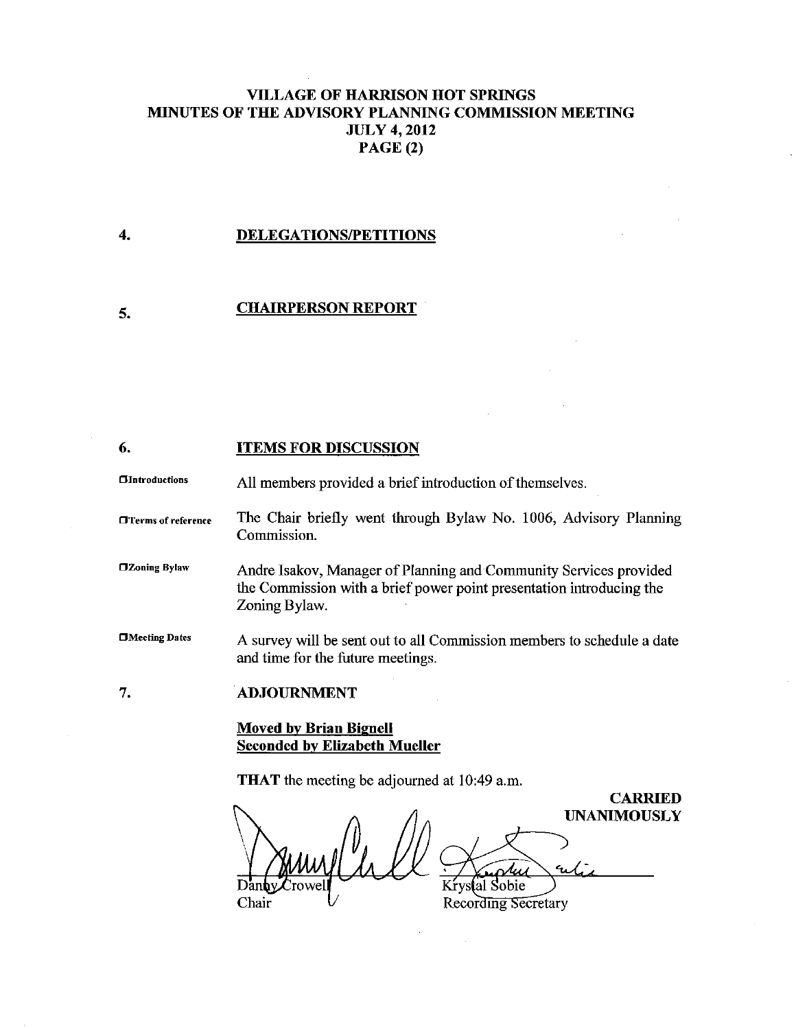# VILLAGE OF HARRISON HOT SPRINGS
## MINUTES OF THE ADVISORY PLANNING COMMISSION MEETING
## JULY 4, 2012
## PAGE (2)

4. **DELEGATIONS/PETITIONS**

5. **CHAIRPERSON REPORT**

6. **ITEMS FOR DISCUSSION**

- Introductions — All members provided a brief introduction of themselves.

- Terms of reference — The Chair briefly went through Bylaw No. 1006, Advisory Planning Commission.

- Zoning Bylaw — Andre Isakov, Manager of Planning and Community Services provided the Commission with a brief power point presentation introducing the Zoning Bylaw.

- Meeting Dates — A survey will be sent out to all Commission members to schedule a date and time for the future meetings.

7. **ADJOURNMENT**

**Moved by Brian Bignell**
**Seconded by Elizabeth Mueller**

**THAT** the meeting be adjourned at 10:49 a.m.

**CARRIED UNANIMOUSLY**

Danny Crowell
Chair

Krystal Sobie
Recording Secretary